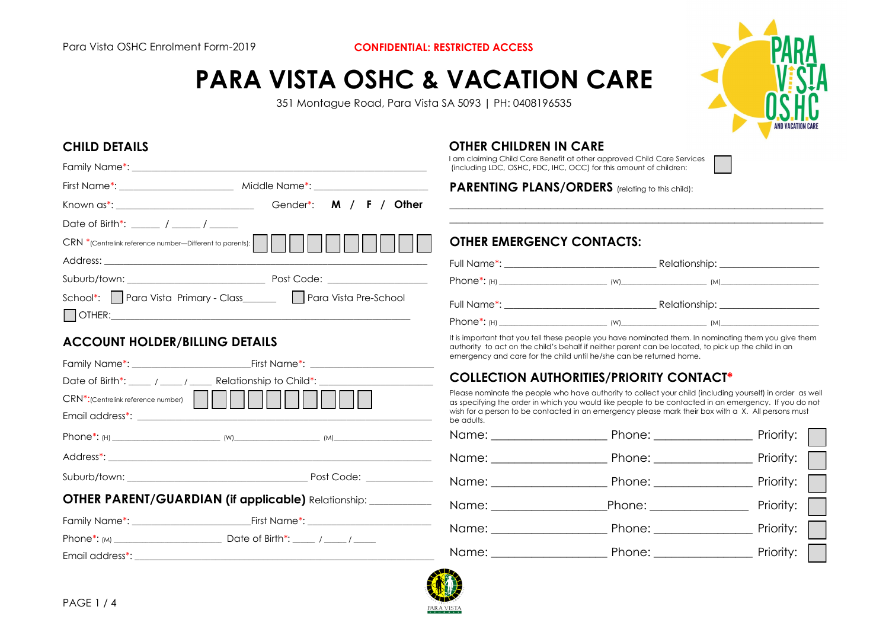Para Vista OSHC Enrolment Form-2019

**CONFIDENTIAL: RESTRICTED ACCESS**

# PARA VISTA OSHC & VACATION CARE

351 Montague Road, Para Vista SA 5093 | PH: 0408196535

## CHILD DETAILS

Family Name*: ____________________________________________

First Name*: ______________________ Middle Name*: ______________________

Known as*: ___________________________ Gender*: **M / F / Other**

Date of Birth*: ______ / ______ / ______

CRN *(Centrelink reference number—Different to parents): ☐☐☐☐☐☐☐☐☐☐

Address: ____________________________________________

Suburb/town: ___________________________ Post Code: ___________________

School*: ☐ Para Vista Primary - Class_______ ☐ Para Vista Pre-School

☐ OTHER: ____________________________________________

## ACCOUNT HOLDER/BILLING DETAILS

Family Name*: _______________________ First Name*: _______________________

Date of Birth*: _____ / _____ / _____ Relationship to Child*: ____________________

CRN*:(Centrelink reference number) ☐☐☐☐☐☐☐☐☐☐

Email address*: ____________________________________________

Phone*: (H) ______________________ (W)____________________ (M)____________________

Address*: ____________________________________________

Suburb/town: ___________________________________ Post Code: _____________

## OTHER PARENT/GUARDIAN (if applicable) Relationship: ____________

Family Name*: _______________________ First Name*: _______________________

Phone*: (M) ______________________ Date of Birth*: _____ / _____ / _____

Email address*: ____________________________________________

## OTHER CHILDREN IN CARE

I am claiming Child Care Benefit at other approved Child Care Services (including LDC, OSHC, FDC, IHC, OCC) for this amount of children: ☐

## PARENTING PLANS/ORDERS (relating to this child):

____________________________________________________________________

____________________________________________________________________

## OTHER EMERGENCY CONTACTS:

Full Name*: ______________________________ Relationship: ____________________

Phone*: (H) ______________________ (W)____________________ (M)____________________

Full Name*: ______________________________ Relationship: ____________________

Phone*: (H) ______________________ (W)____________________ (M)____________________

It is important that you tell these people you have nominated them. In nominating them you give them authority to act on the child's behalf if neither parent can be located, to pick up the child in an emergency and care for the child until he/she can be returned home.

## COLLECTION AUTHORITIES/PRIORITY CONTACT*

Please nominate the people who have authority to collect your child (including yourself) in order as well as specifying the order in which you would like people to be contacted in an emergency. If you do not wish for a person to be contacted in an emergency please mark their box with a X. All persons must be adults.

Name: ____________________ Phone: __________________ Priority: ☐

Name: ____________________ Phone: __________________ Priority: ☐

Name: ____________________ Phone: __________________ Priority: ☐

Name: ____________________ Phone: __________________ Priority: ☐

Name: ____________________ Phone: __________________ Priority: ☐

Name: ____________________ Phone: __________________ Priority: ☐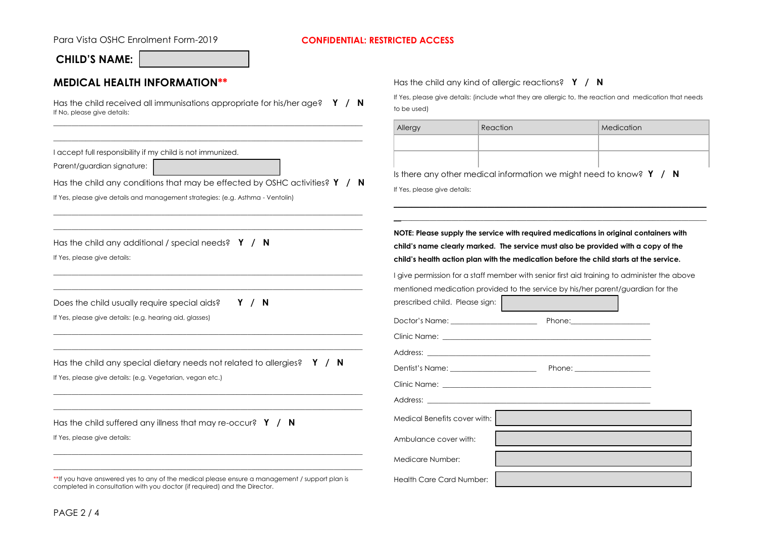Para Vista OSHC Enrolment Form-2019 **CONFIDENTIAL: RESTRICTED ACCESS**

**CHILD'S NAME:** 

## MEDICAL HEALTH INFORMATION**

Has the child received all immunisations appropriate for his/her age? **Y / N**
If No, please give details:

\_\_\_\_\_\_\_\_\_\_\_\_\_\_\_\_\_\_\_\_\_\_\_\_\_\_\_\_\_\_\_\_\_\_\_\_\_\_\_\_\_\_\_\_\_\_\_\_\_\_\_\_\_\_\_\_\_\_\_\_\_\_\_\_\_\_\_\_\_\_

\_\_\_\_\_\_\_\_\_\_\_\_\_\_\_\_\_\_\_\_\_\_\_\_\_\_\_\_\_\_\_\_\_\_\_\_\_\_\_\_\_\_\_\_\_\_\_\_\_\_\_\_\_\_\_\_\_\_\_\_\_\_\_\_\_\_\_\_\_\_

I accept full responsibility if my child is not immunized.

Parent/guardian signature: 

Has the child any conditions that may be effected by OSHC activities? **Y / N**

If Yes, please give details and management strategies: (e.g. Asthma - Ventolin)

\_\_\_\_\_\_\_\_\_\_\_\_\_\_\_\_\_\_\_\_\_\_\_\_\_\_\_\_\_\_\_\_\_\_\_\_\_\_\_\_\_\_\_\_\_\_\_\_\_\_\_\_\_\_\_\_\_\_\_\_\_\_\_\_\_\_\_\_\_\_

\_\_\_\_\_\_\_\_\_\_\_\_\_\_\_\_\_\_\_\_\_\_\_\_\_\_\_\_\_\_\_\_\_\_\_\_\_\_\_\_\_\_\_\_\_\_\_\_\_\_\_\_\_\_\_\_\_\_\_\_\_\_\_\_\_\_\_\_\_\_

Has the child any additional / special needs? **Y / N**

If Yes, please give details:

\_\_\_\_\_\_\_\_\_\_\_\_\_\_\_\_\_\_\_\_\_\_\_\_\_\_\_\_\_\_\_\_\_\_\_\_\_\_\_\_\_\_\_\_\_\_\_\_\_\_\_\_\_\_\_\_\_\_\_\_\_\_\_\_\_\_\_\_\_\_

\_\_\_\_\_\_\_\_\_\_\_\_\_\_\_\_\_\_\_\_\_\_\_\_\_\_\_\_\_\_\_\_\_\_\_\_\_\_\_\_\_\_\_\_\_\_\_\_\_\_\_\_\_\_\_\_\_\_\_\_\_\_\_\_\_\_\_\_\_\_

Does the child usually require special aids? **Y / N**

If Yes, please give details: (e.g. hearing aid, glasses)

\_\_\_\_\_\_\_\_\_\_\_\_\_\_\_\_\_\_\_\_\_\_\_\_\_\_\_\_\_\_\_\_\_\_\_\_\_\_\_\_\_\_\_\_\_\_\_\_\_\_\_\_\_\_\_\_\_\_\_\_\_\_\_\_\_\_\_\_\_\_

\_\_\_\_\_\_\_\_\_\_\_\_\_\_\_\_\_\_\_\_\_\_\_\_\_\_\_\_\_\_\_\_\_\_\_\_\_\_\_\_\_\_\_\_\_\_\_\_\_\_\_\_\_\_\_\_\_\_\_\_\_\_\_\_\_\_\_\_\_\_

Has the child any special dietary needs not related to allergies? **Y / N**

If Yes, please give details: (e.g. Vegetarian, vegan etc.)

\_\_\_\_\_\_\_\_\_\_\_\_\_\_\_\_\_\_\_\_\_\_\_\_\_\_\_\_\_\_\_\_\_\_\_\_\_\_\_\_\_\_\_\_\_\_\_\_\_\_\_\_\_\_\_\_\_\_\_\_\_\_\_\_\_\_\_\_\_\_

\_\_\_\_\_\_\_\_\_\_\_\_\_\_\_\_\_\_\_\_\_\_\_\_\_\_\_\_\_\_\_\_\_\_\_\_\_\_\_\_\_\_\_\_\_\_\_\_\_\_\_\_\_\_\_\_\_\_\_\_\_\_\_\_\_\_\_\_\_\_

Has the child suffered any illness that may re-occur? **Y / N**

If Yes, please give details:

\_\_\_\_\_\_\_\_\_\_\_\_\_\_\_\_\_\_\_\_\_\_\_\_\_\_\_\_\_\_\_\_\_\_\_\_\_\_\_\_\_\_\_\_\_\_\_\_\_\_\_\_\_\_\_\_\_\_\_\_\_\_\_\_\_\_\_\_\_\_

\_\_\_\_\_\_\_\_\_\_\_\_\_\_\_\_\_\_\_\_\_\_\_\_\_\_\_\_\_\_\_\_\_\_\_\_\_\_\_\_\_\_\_\_\_\_\_\_\_\_\_\_\_\_\_\_\_\_\_\_\_\_\_\_\_\_\_\_\_\_

**If you have answered yes to any of the medical please ensure a management / support plan is completed in consultation with you doctor (if required) and the Director.

Has the child any kind of allergic reactions? **Y / N**

If Yes, please give details: (include what they are allergic to, the reaction and medication that needs to be used)

| Allergy | Reaction | Medication |
|---|---|---|
| | | |
| | | |

Is there any other medical information we might need to know? **Y / N**

If Yes, please give details:

\_\_\_\_\_\_\_\_\_\_\_\_\_\_\_\_\_\_\_\_\_\_\_\_\_\_\_\_\_\_\_\_\_\_\_\_\_\_\_\_\_\_\_\_\_\_\_\_\_\_\_\_\_\_\_\_\_\_\_\_\_\_\_\_\_\_\_\_\_\_

\_\_\_\_\_\_\_\_\_\_\_\_\_\_\_\_\_\_\_\_\_\_\_\_\_\_\_\_\_\_\_\_\_\_\_\_\_\_\_\_\_\_\_\_\_\_\_\_\_\_\_\_\_\_\_\_\_\_\_\_\_\_\_\_\_\_\_\_\_\_

**NOTE: Please supply the service with required medications in original containers with child's name clearly marked. The service must also be provided with a copy of the child's health action plan with the medication before the child starts at the service.**

I give permission for a staff member with senior first aid training to administer the above mentioned medication provided to the service by his/her parent/guardian for the prescribed child. Please sign: 

Doctor's Name: \_\_\_\_\_\_\_\_\_\_\_\_\_\_\_\_\_\_\_\_ Phone: \_\_\_\_\_\_\_\_\_\_\_\_\_\_\_\_\_\_\_\_

Clinic Name: \_\_\_\_\_\_\_\_\_\_\_\_\_\_\_\_\_\_\_\_\_\_\_\_\_\_\_\_\_\_\_\_\_\_\_\_\_\_\_\_\_\_\_\_\_\_\_\_

Address: \_\_\_\_\_\_\_\_\_\_\_\_\_\_\_\_\_\_\_\_\_\_\_\_\_\_\_\_\_\_\_\_\_\_\_\_\_\_\_\_\_\_\_\_\_\_\_\_

Dentist's Name: \_\_\_\_\_\_\_\_\_\_\_\_\_\_\_\_\_\_\_\_ Phone: \_\_\_\_\_\_\_\_\_\_\_\_\_\_\_\_\_\_\_\_

Clinic Name: \_\_\_\_\_\_\_\_\_\_\_\_\_\_\_\_\_\_\_\_\_\_\_\_\_\_\_\_\_\_\_\_\_\_\_\_\_\_\_\_\_\_\_\_\_\_\_\_

Address: \_\_\_\_\_\_\_\_\_\_\_\_\_\_\_\_\_\_\_\_\_\_\_\_\_\_\_\_\_\_\_\_\_\_\_\_\_\_\_\_\_\_\_\_\_\_\_\_

Medical Benefits cover with: 

Ambulance cover with: 

Medicare Number: 

Health Care Card Number: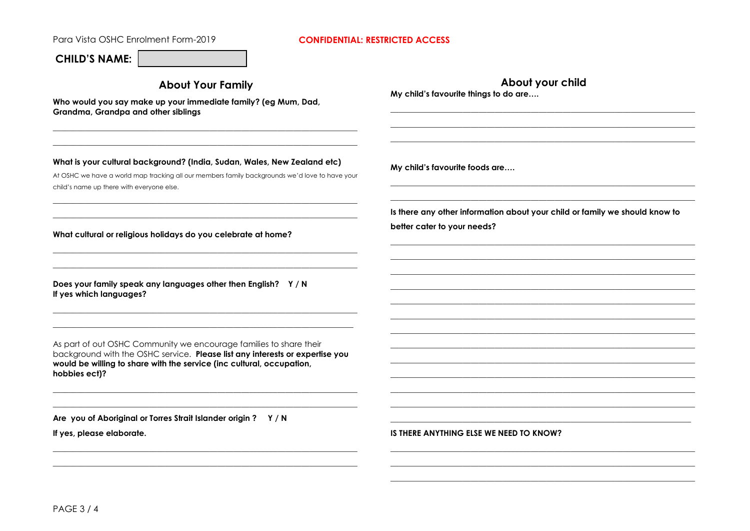Para Vista OSHC Enrolment Form-2019

**CONFIDENTIAL: RESTRICTED ACCESS**

**CHILD'S NAME:** ____________________

## About Your Family

**Who would you say make up your immediate family? (eg Mum, Dad, Grandma, Grandpa and other siblings**

______________________________________________________________________

______________________________________________________________________

**What is your cultural background? (India, Sudan, Wales, New Zealand etc)**

At OSHC we have a world map tracking all our members family backgrounds we'd love to have your child's name up there with everyone else.

______________________________________________________________________

______________________________________________________________________

**What cultural or religious holidays do you celebrate at home?**

______________________________________________________________________

______________________________________________________________________

**Does your family speak any languages other then English? Y / N**
**If yes which languages?**

______________________________________________________________________

______________________________________________________________________

As part of out OSHC Community we encourage families to share their background with the OSHC service. **Please list any interests or expertise you would be willing to share with the service (inc cultural, occupation, hobbies ect)?**

______________________________________________________________________

______________________________________________________________________

**Are you of Aboriginal or Torres Strait Islander origin ? Y / N**

**If yes, please elaborate.**

______________________________________________________________________

______________________________________________________________________

## About your child

**My child's favourite things to do are….**

______________________________________________________________________

______________________________________________________________________

______________________________________________________________________

**My child's favourite foods are….**

______________________________________________________________________

______________________________________________________________________

**Is there any other information about your child or family we should know to better cater to your needs?**

______________________________________________________________________

______________________________________________________________________

______________________________________________________________________

______________________________________________________________________

______________________________________________________________________

______________________________________________________________________

______________________________________________________________________

______________________________________________________________________

______________________________________________________________________

______________________________________________________________________

______________________________________________________________________

______________________________________________________________________

______________________________________________________________________

**IS THERE ANYTHING ELSE WE NEED TO KNOW?**

______________________________________________________________________

______________________________________________________________________

______________________________________________________________________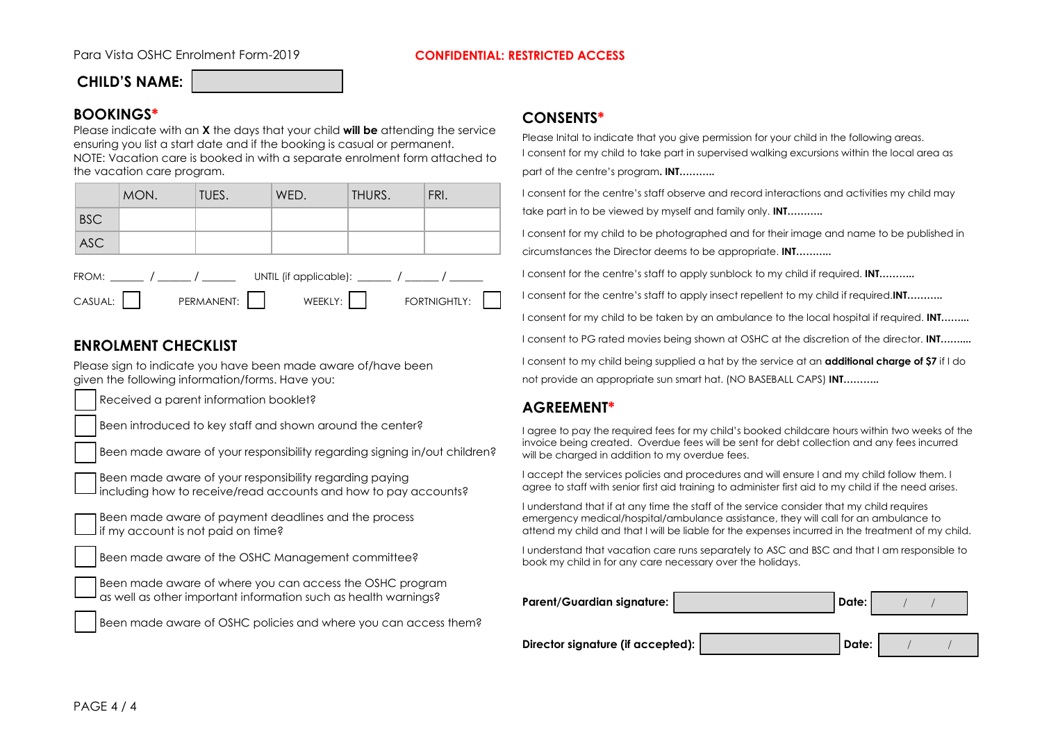Para Vista OSHC Enrolment Form-2019 **CONFIDENTIAL: RESTRICTED ACCESS**

**CHILD'S NAME:** ____________

## BOOKINGS*

Please indicate with an **X** the days that your child **will be** attending the service ensuring you list a start date and if the booking is casual or permanent.
NOTE: Vacation care is booked in with a separate enrolment form attached to the vacation care program.

| | MON. | TUES. | WED. | THURS. | FRI. |
|---|---|---|---|---|---|
| BSC | | | | | |
| ASC | | | | | |

FROM: ______ / ______ / ______ UNTIL (if applicable): ______ / ______ / ______

CASUAL: ☐ PERMANENT: ☐ WEEKLY: ☐ FORTNIGHTLY: ☐

## ENROLMENT CHECKLIST

Please sign to indicate you have been made aware of/have been given the following information/forms. Have you:

- ☐ Received a parent information booklet?
- ☐ Been introduced to key staff and shown around the center?
- ☐ Been made aware of your responsibility regarding signing in/out children?
- ☐ Been made aware of your responsibility regarding paying including how to receive/read accounts and how to pay accounts?
- ☐ Been made aware of payment deadlines and the process if my account is not paid on time?
- ☐ Been made aware of the OSHC Management committee?
- ☐ Been made aware of where you can access the OSHC program as well as other important information such as health warnings?
- ☐ Been made aware of OSHC policies and where you can access them?

## CONSENTS*

Please Inital to indicate that you give permission for your child in the following areas.

I consent for my child to take part in supervised walking excursions within the local area as part of the centre's program**. INT………..**

I consent for the centre's staff observe and record interactions and activities my child may take part in to be viewed by myself and family only. **INT………..**

I consent for my child to be photographed and for their image and name to be published in circumstances the Director deems to be appropriate. **INT………..**

I consent for the centre's staff to apply sunblock to my child if required. **INT………..**

I consent for the centre's staff to apply insect repellent to my child if required.**INT………..**

I consent for my child to be taken by an ambulance to the local hospital if required. **INT……...**

I consent to PG rated movies being shown at OSHC at the discretion of the director. **INT……....**

I consent to my child being supplied a hat by the service at an **additional charge of $7** if I do not provide an appropriate sun smart hat. (NO BASEBALL CAPS) **INT………..**

## AGREEMENT*

I agree to pay the required fees for my child's booked childcare hours within two weeks of the invoice being created. Overdue fees will be sent for debt collection and any fees incurred will be charged in addition to my overdue fees.

I accept the services policies and procedures and will ensure I and my child follow them. I agree to staff with senior first aid training to administer first aid to my child if the need arises.

I understand that if at any time the staff of the service consider that my child requires emergency medical/hospital/ambulance assistance, they will call for an ambulance to attend my child and that I will be liable for the expenses incurred in the treatment of my child.

I understand that vacation care runs separately to ASC and BSC and that I am responsible to book my child in for any care necessary over the holidays.

**Parent/Guardian signature:** ____________ **Date:** / /

**Director signature (if accepted):** ____________ **Date:** / /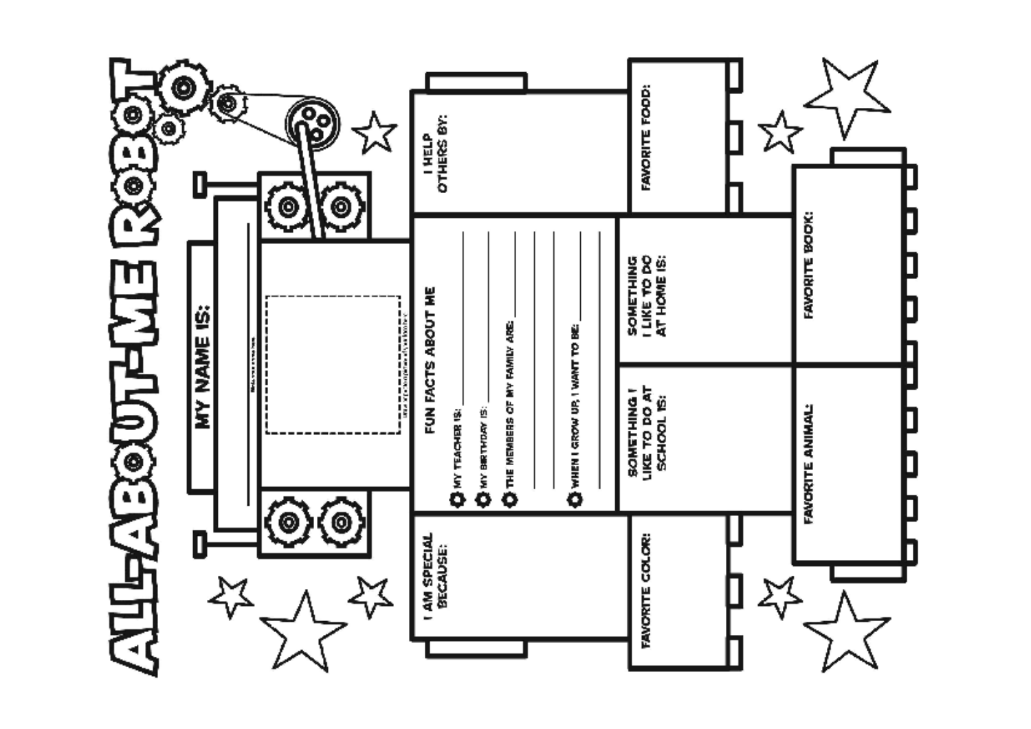# ALL-ABOUT-ME ROBOT

MY NAME IS:

FUN FACTS ABOUT ME

- MY TEACHER IS: ______
- MY BIRTHDAY IS: ______
- THE MEMBERS OF MY FAMILY ARE: ______
- WHEN I GROW UP, I WANT TO BE: ______

I HELP OTHERS BY:

I AM SPECIAL BECAUSE:

FAVORITE FOOD:

FAVORITE COLOR:

SOMETHING I LIKE TO DO AT HOME IS:

SOMETHING I LIKE TO DO AT SCHOOL IS:

FAVORITE BOOK:

FAVORITE ANIMAL: